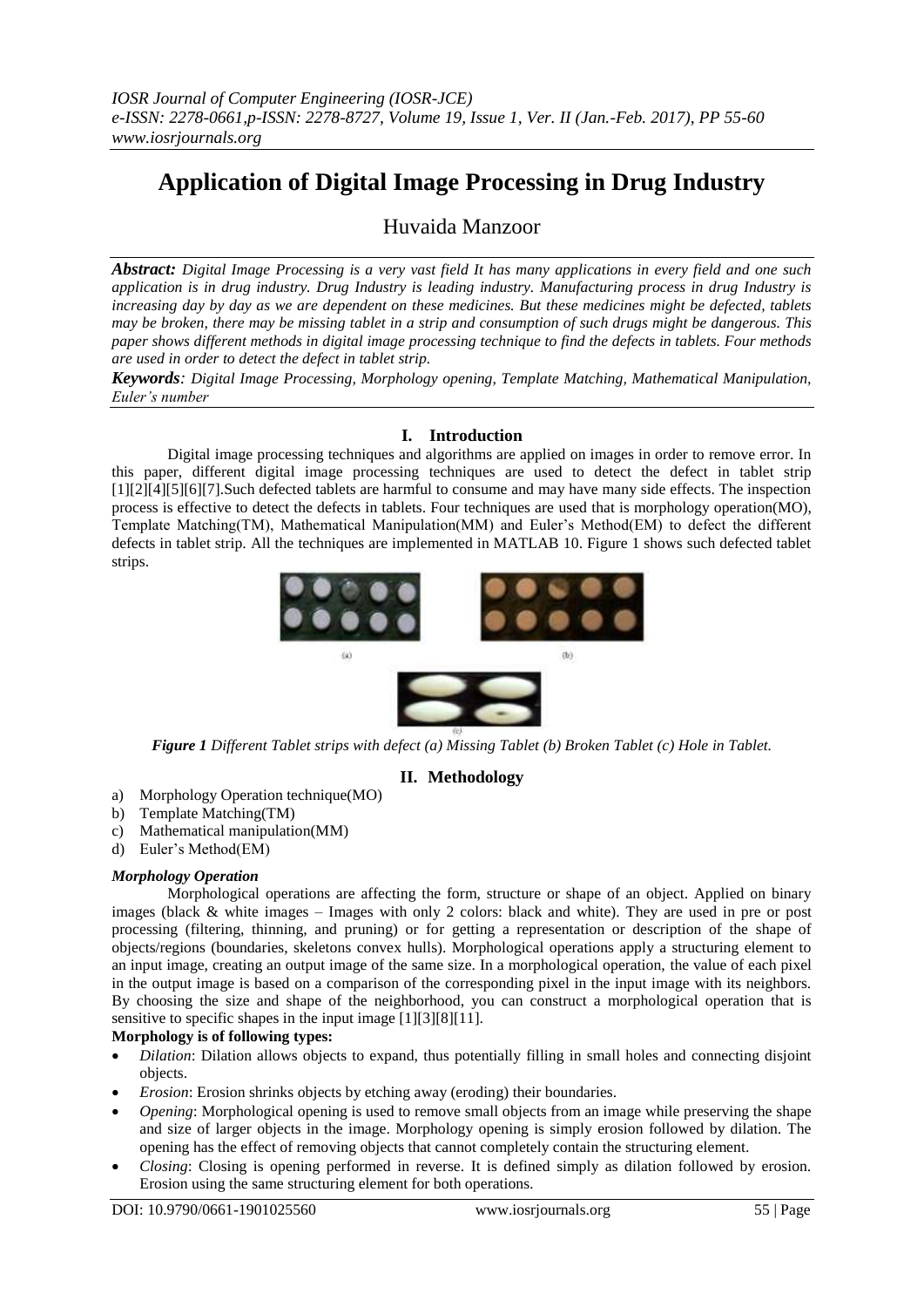# Application of Digital Image Processing in Drug Industry

Huvaida Manzoor

***Abstract:*** *Digital Image Processing is a very vast field It has many applications in every field and one such application is in drug industry. Drug Industry is leading industry. Manufacturing process in drug Industry is increasing day by day as we are dependent on these medicines. But these medicines might be defected, tablets may be broken, there may be missing tablet in a strip and consumption of such drugs might be dangerous. This paper shows different methods in digital image processing technique to find the defects in tablets. Four methods are used in order to detect the defect in tablet strip.*

***Keywords****: Digital Image Processing, Morphology opening, Template Matching, Mathematical Manipulation, Euler's number*

## I. Introduction

Digital image processing techniques and algorithms are applied on images in order to remove error. In this paper, different digital image processing techniques are used to detect the defect in tablet strip [1][2][4][5][6][7].Such defected tablets are harmful to consume and may have many side effects. The inspection process is effective to detect the defects in tablets. Four techniques are used that is morphology operation(MO), Template Matching(TM), Mathematical Manipulation(MM) and Euler's Method(EM) to defect the different defects in tablet strip. All the techniques are implemented in MATLAB 10. Figure 1 shows such defected tablet strips.

***Figure 1*** *Different Tablet strips with defect (a) Missing Tablet (b) Broken Tablet (c) Hole in Tablet.*

## II. Methodology

a) Morphology Operation technique(MO)
b) Template Matching(TM)
c) Mathematical manipulation(MM)
d) Euler's Method(EM)

### *Morphology Operation*

Morphological operations are affecting the form, structure or shape of an object. Applied on binary images (black & white images – Images with only 2 colors: black and white). They are used in pre or post processing (filtering, thinning, and pruning) or for getting a representation or description of the shape of objects/regions (boundaries, skeletons convex hulls). Morphological operations apply a structuring element to an input image, creating an output image of the same size. In a morphological operation, the value of each pixel in the output image is based on a comparison of the corresponding pixel in the input image with its neighbors. By choosing the size and shape of the neighborhood, you can construct a morphological operation that is sensitive to specific shapes in the input image [1][3][8][11].

**Morphology is of following types:**

- *Dilation*: Dilation allows objects to expand, thus potentially filling in small holes and connecting disjoint objects.
- *Erosion*: Erosion shrinks objects by etching away (eroding) their boundaries.
- *Opening*: Morphological opening is used to remove small objects from an image while preserving the shape and size of larger objects in the image. Morphology opening is simply erosion followed by dilation. The opening has the effect of removing objects that cannot completely contain the structuring element.
- *Closing*: Closing is opening performed in reverse. It is defined simply as dilation followed by erosion. Erosion using the same structuring element for both operations.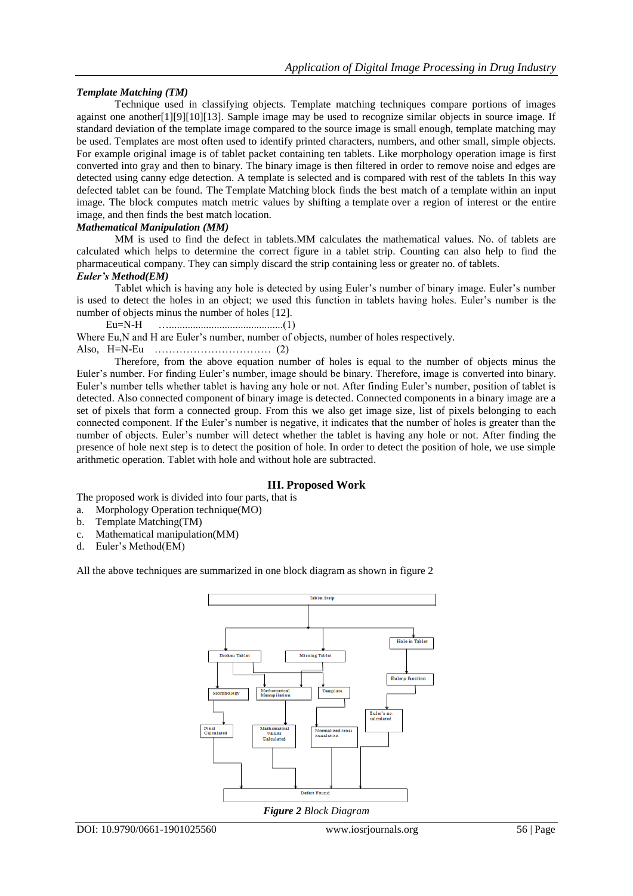***Template Matching (TM)***

Technique used in classifying objects. Template matching techniques compare portions of images against one another[1][9][10][13]. Sample image may be used to recognize similar objects in source image. If standard deviation of the template image compared to the source image is small enough, template matching may be used. Templates are most often used to identify printed characters, numbers, and other small, simple objects. For example original image is of tablet packet containing ten tablets. Like morphology operation image is first converted into gray and then to binary. The binary image is then filtered in order to remove noise and edges are detected using canny edge detection. A template is selected and is compared with rest of the tablets In this way defected tablet can be found. The Template Matching block finds the best match of a template within an input image. The block computes match metric values by shifting a template over a region of interest or the entire image, and then finds the best match location.

***Mathematical Manipulation (MM)***

MM is used to find the defect in tablets.MM calculates the mathematical values. No. of tablets are calculated which helps to determine the correct figure in a tablet strip. Counting can also help to find the pharmaceutical company. They can simply discard the strip containing less or greater no. of tablets.

***Euler's Method(EM)***

Tablet which is having any hole is detected by using Euler's number of binary image. Euler's number is used to detect the holes in an object; we used this function in tablets having holes. Euler's number is the number of objects minus the number of holes [12].

$$Eu=N-H \quad \text{.......................................(1)}$$

Where Eu,N and H are Euler's number, number of objects, number of holes respectively.

Also, $H=N-Eu$ ............................... (2)

Therefore, from the above equation number of holes is equal to the number of objects minus the Euler's number. For finding Euler's number, image should be binary. Therefore, image is converted into binary. Euler's number tells whether tablet is having any hole or not. After finding Euler's number, position of tablet is detected. Also connected component of binary image is detected. Connected components in a binary image are a set of pixels that form a connected group. From this we also get image size, list of pixels belonging to each connected component. If the Euler's number is negative, it indicates that the number of holes is greater than the number of objects. Euler's number will detect whether the tablet is having any hole or not. After finding the presence of hole next step is to detect the position of hole. In order to detect the position of hole, we use simple arithmetic operation. Tablet with hole and without hole are subtracted.

## III. Proposed Work

The proposed work is divided into four parts, that is

a. Morphology Operation technique(MO)
b. Template Matching(TM)
c. Mathematical manipulation(MM)
d. Euler's Method(EM)

All the above techniques are summarized in one block diagram as shown in figure 2

Tablet Strip

Broken Tablet | Missing Tablet | Hole in Tablet

Morphology | Mathematical Manipulation | Template | Euler,s function

Pixel Calculated | Mathematical values Calculated | Normalized cross corelation | Euler's no. calculated

Defect Found

***Figure 2*** *Block Diagram*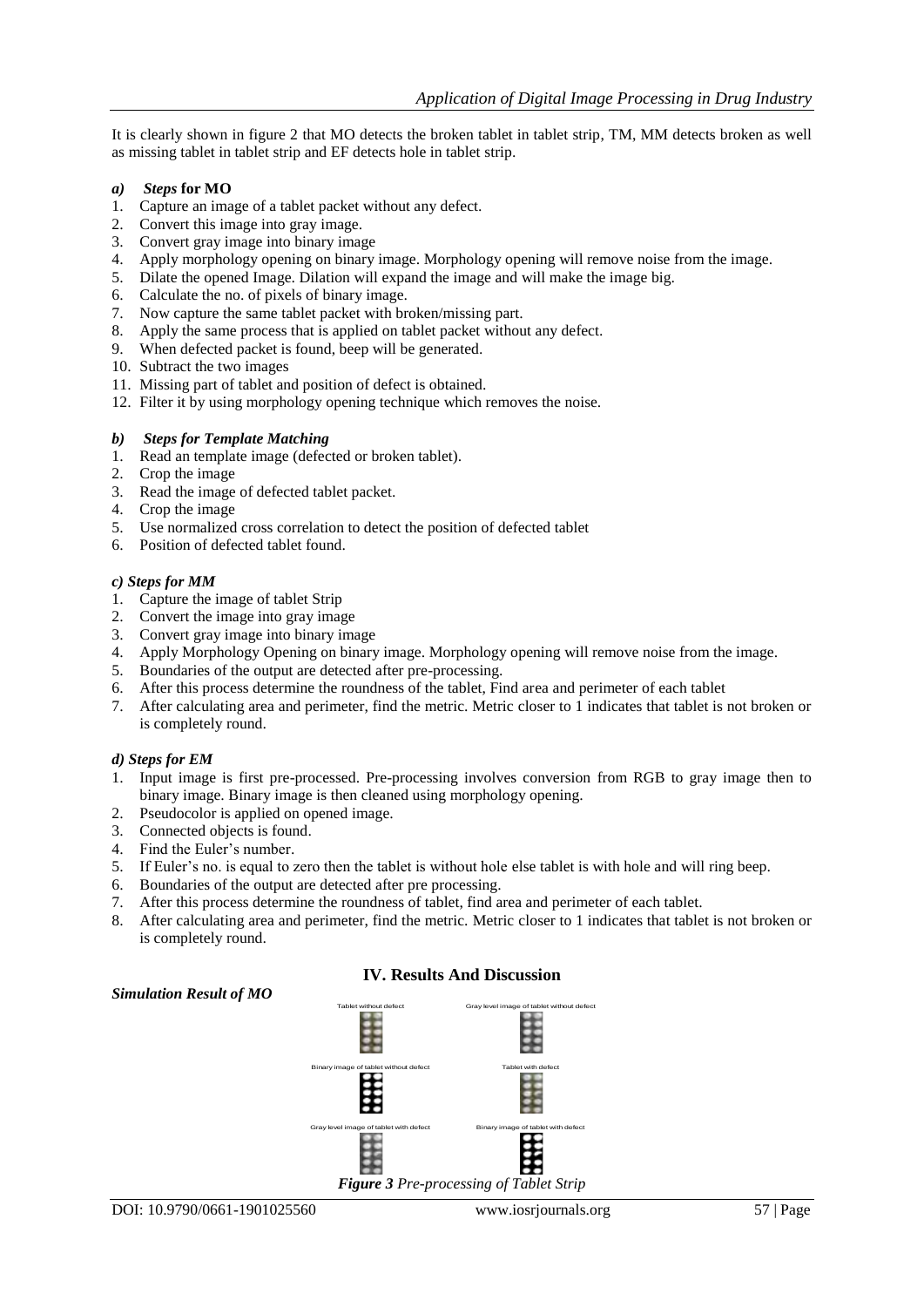It is clearly shown in figure 2 that MO detects the broken tablet in tablet strip, TM, MM detects broken as well as missing tablet in tablet strip and EF detects hole in tablet strip.

### a) *Steps* for MO

1. Capture an image of a tablet packet without any defect.
2. Convert this image into gray image.
3. Convert gray image into binary image
4. Apply morphology opening on binary image. Morphology opening will remove noise from the image.
5. Dilate the opened Image. Dilation will expand the image and will make the image big.
6. Calculate the no. of pixels of binary image.
7. Now capture the same tablet packet with broken/missing part.
8. Apply the same process that is applied on tablet packet without any defect.
9. When defected packet is found, beep will be generated.
10. Subtract the two images
11. Missing part of tablet and position of defect is obtained.
12. Filter it by using morphology opening technique which removes the noise.

### b) *Steps for Template Matching*

1. Read an template image (defected or broken tablet).
2. Crop the image
3. Read the image of defected tablet packet.
4. Crop the image
5. Use normalized cross correlation to detect the position of defected tablet
6. Position of defected tablet found.

### *c) Steps for MM*

1. Capture the image of tablet Strip
2. Convert the image into gray image
3. Convert gray image into binary image
4. Apply Morphology Opening on binary image. Morphology opening will remove noise from the image.
5. Boundaries of the output are detected after pre-processing.
6. After this process determine the roundness of the tablet, Find area and perimeter of each tablet
7. After calculating area and perimeter, find the metric. Metric closer to 1 indicates that tablet is not broken or is completely round.

### *d) Steps for EM*

1. Input image is first pre-processed. Pre-processing involves conversion from RGB to gray image then to binary image. Binary image is then cleaned using morphology opening.
2. Pseudocolor is applied on opened image.
3. Connected objects is found.
4. Find the Euler's number.
5. If Euler's no. is equal to zero then the tablet is without hole else tablet is with hole and will ring beep.
6. Boundaries of the output are detected after pre processing.
7. After this process determine the roundness of tablet, find area and perimeter of each tablet.
8. After calculating area and perimeter, find the metric. Metric closer to 1 indicates that tablet is not broken or is completely round.

## IV. Results And Discussion

***Simulation Result of MO***

Tablet without defect | Gray level image of tablet without defect | Binary image of tablet without defect | Tablet with defect | Gray level image of tablet with defect | Binary image of tablet with defect

***Figure 3*** *Pre-processing of Tablet Strip*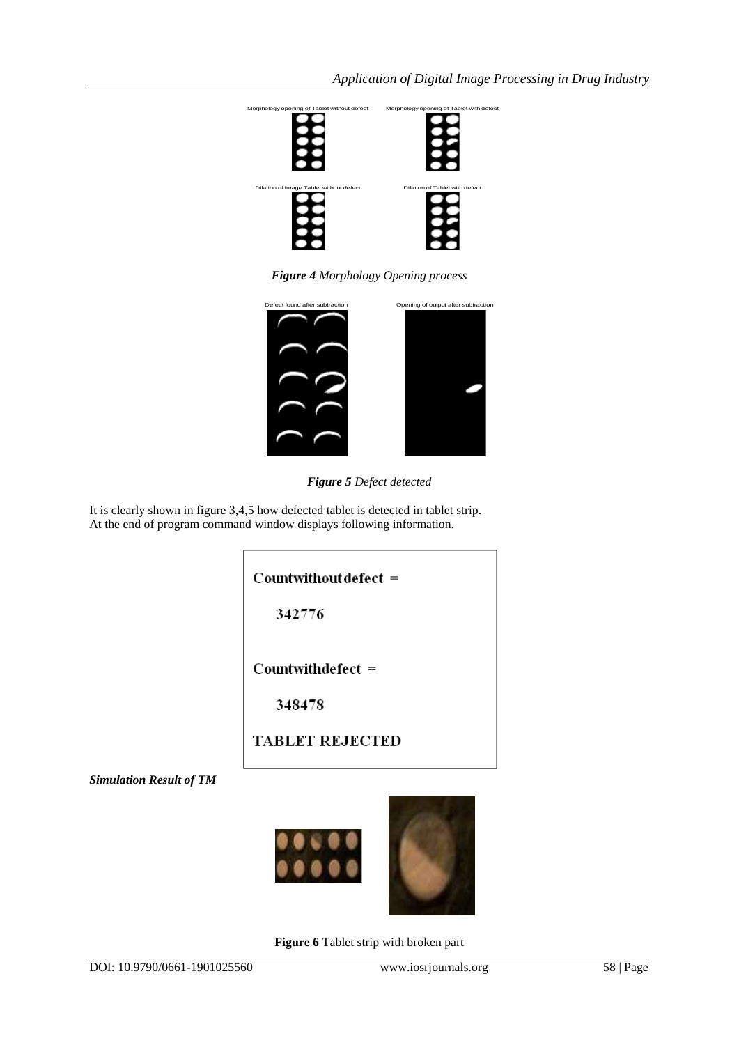Morphology opening of Tablet without defect

Morphology opening of Tablet with defect

Dilation of image Tablet without defect

Dilation of Tablet with defect

***Figure 4*** *Morphology Opening process*

Defect found after subtraction

Opening of output after subtraction

***Figure 5*** *Defect detected*

It is clearly shown in figure 3,4,5 how defected tablet is detected in tablet strip.
At the end of program command window displays following information.

```
Countwithoutdefect =

    342776

Countwithdefect =

    348478

TABLET REJECTED
```

***Simulation Result of TM***

**Figure 6** Tablet strip with broken part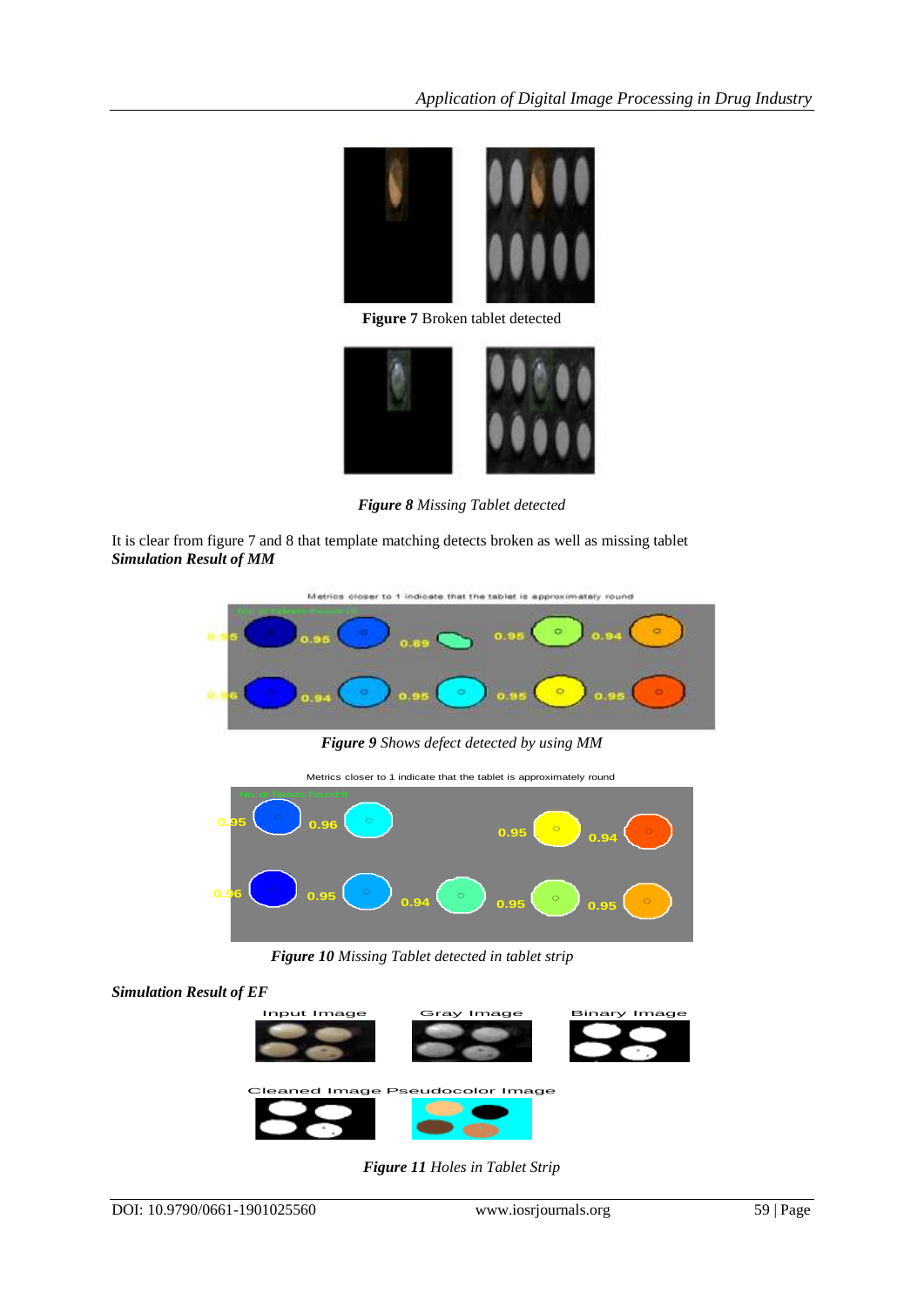**Figure 7** Broken tablet detected

***Figure 8*** *Missing Tablet detected*

It is clear from figure 7 and 8 that template matching detects broken as well as missing tablet

***Simulation Result of MM***

***Figure 9*** *Shows defect detected by using MM*

***Figure 10*** *Missing Tablet detected in tablet strip*

***Simulation Result of EF***

***Figure 11*** *Holes in Tablet Strip*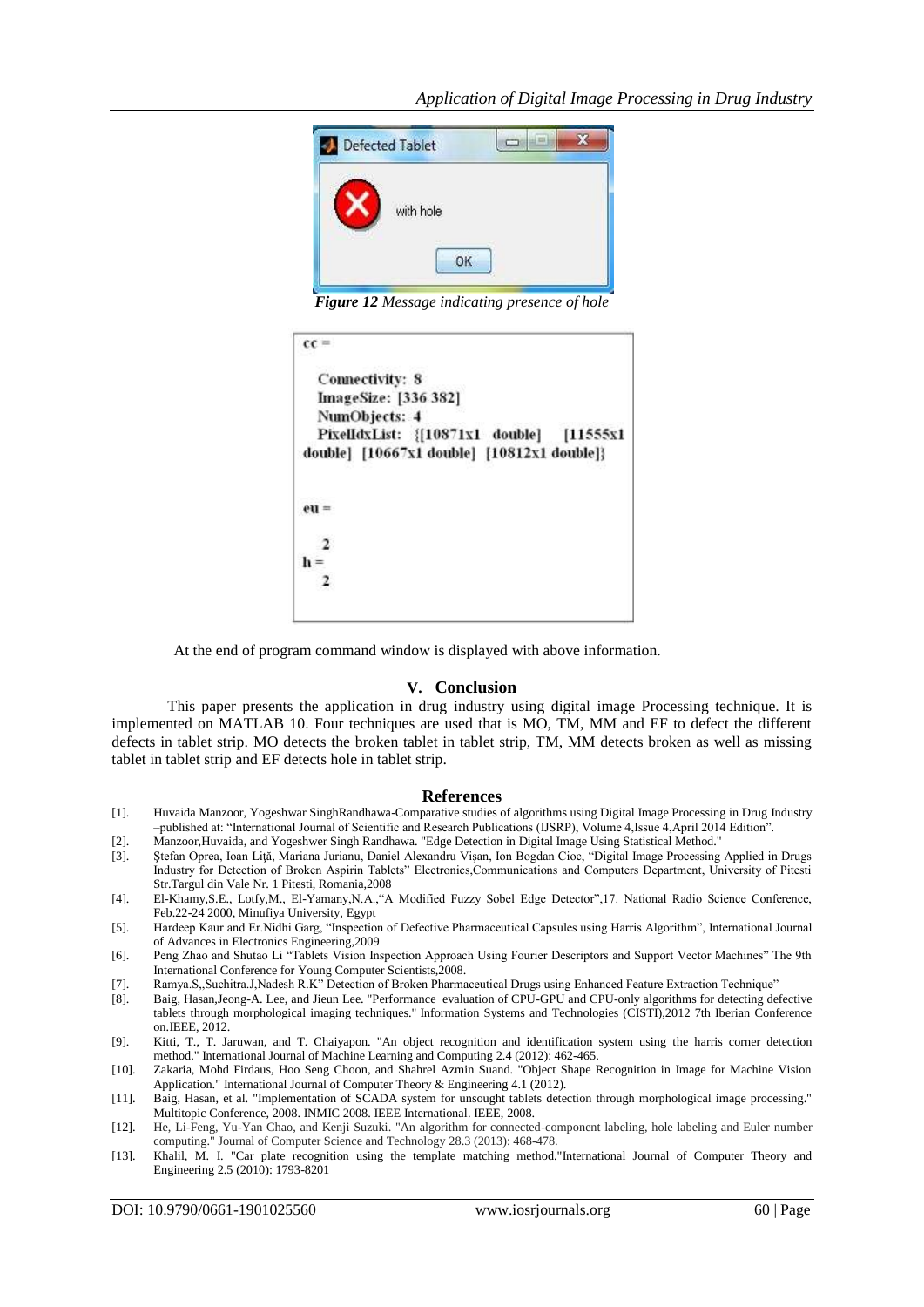Defected Tablet

with hole

OK

***Figure 12*** *Message indicating presence of hole*

```
cc =

   Connectivity: 8
   ImageSize: [336 382]
   NumObjects: 4
   PixelIdxList: {[10871x1 double] [11555x1
double] [10667x1 double] [10812x1 double]}


eu =

     2
h =
     2
```

At the end of program command window is displayed with above information.

## V. Conclusion

This paper presents the application in drug industry using digital image Processing technique. It is implemented on MATLAB 10. Four techniques are used that is MO, TM, MM and EF to defect the different defects in tablet strip. MO detects the broken tablet in tablet strip, TM, MM detects broken as well as missing tablet in tablet strip and EF detects hole in tablet strip.

## References

[1]. Huvaida Manzoor, Yogeshwar SinghRandhawa-Comparative studies of algorithms using Digital Image Processing in Drug Industry –published at: "International Journal of Scientific and Research Publications (IJSRP), Volume 4,Issue 4,April 2014 Edition".

[2]. Manzoor,Huvaida, and Yogeshwer Singh Randhawa. "Edge Detection in Digital Image Using Statistical Method."

[3]. Ştefan Oprea, Ioan Liţă, Mariana Jurianu, Daniel Alexandru Vişan, Ion Bogdan Cioc, "Digital Image Processing Applied in Drugs Industry for Detection of Broken Aspirin Tablets" Electronics,Communications and Computers Department, University of Pitesti Str.Targul din Vale Nr. 1 Pitesti, Romania,2008

[4]. El-Khamy,S.E., Lotfy,M., El-Yamany,N.A.,"A Modified Fuzzy Sobel Edge Detector",17. National Radio Science Conference, Feb.22-24 2000, Minufiya University, Egypt

[5]. Hardeep Kaur and Er.Nidhi Garg, "Inspection of Defective Pharmaceutical Capsules using Harris Algorithm", International Journal of Advances in Electronics Engineering,2009

[6]. Peng Zhao and Shutao Li "Tablets Vision Inspection Approach Using Fourier Descriptors and Support Vector Machines" The 9th International Conference for Young Computer Scientists,2008.

[7]. Ramya.S,,Suchitra.J,Nadesh R.K" Detection of Broken Pharmaceutical Drugs using Enhanced Feature Extraction Technique"

[8]. Baig, Hasan,Jeong-A. Lee, and Jieun Lee. "Performance evaluation of CPU-GPU and CPU-only algorithms for detecting defective tablets through morphological imaging techniques." Information Systems and Technologies (CISTI),2012 7th Iberian Conference on.IEEE, 2012.

[9]. Kitti, T., T. Jaruwan, and T. Chaiyapon. "An object recognition and identification system using the harris corner detection method." International Journal of Machine Learning and Computing 2.4 (2012): 462-465.

[10]. Zakaria, Mohd Firdaus, Hoo Seng Choon, and Shahrel Azmin Suand. "Object Shape Recognition in Image for Machine Vision Application." International Journal of Computer Theory & Engineering 4.1 (2012).

[11]. Baig, Hasan, et al. "Implementation of SCADA system for unsought tablets detection through morphological image processing." Multitopic Conference, 2008. INMIC 2008. IEEE International. IEEE, 2008.

[12]. He, Li-Feng, Yu-Yan Chao, and Kenji Suzuki. "An algorithm for connected-component labeling, hole labeling and Euler number computing." Journal of Computer Science and Technology 28.3 (2013): 468-478.

[13]. Khalil, M. I. "Car plate recognition using the template matching method."International Journal of Computer Theory and Engineering 2.5 (2010): 1793-8201